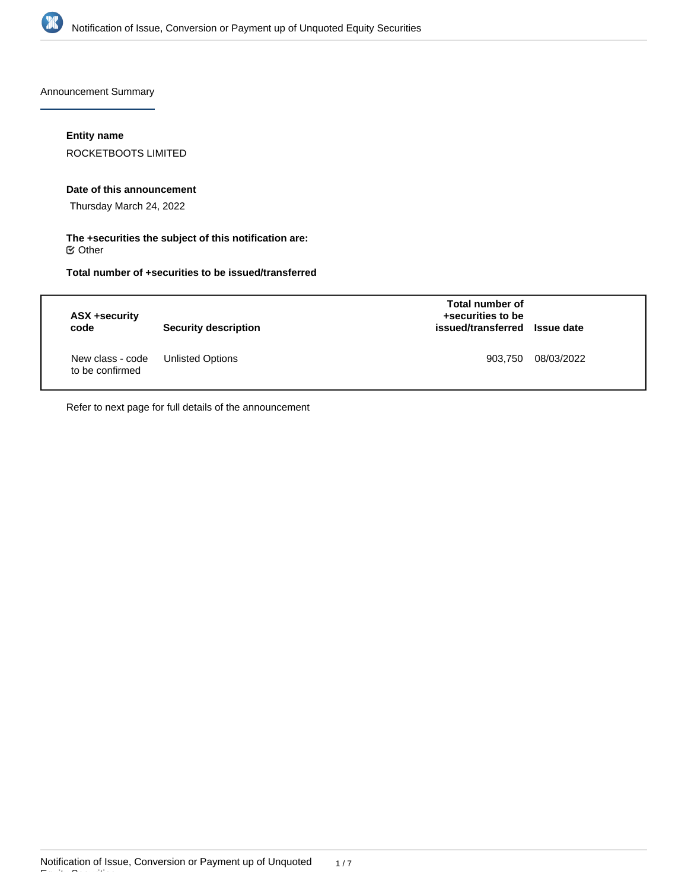Announcement Summary

**Entity name**

ROCKETBOOTS LIMITED

**Date of this announcement**

Thursday March 24, 2022

**The +securities the subject of this notification are:**

☑ Other

**Total number of +securities to be issued/transferred**

| ASX +security code | Security description | Total number of +securities to be issued/transferred | Issue date |
|---|---|---|---|
| New class - code to be confirmed | Unlisted Options | 903,750 | 08/03/2022 |

Refer to next page for full details of the announcement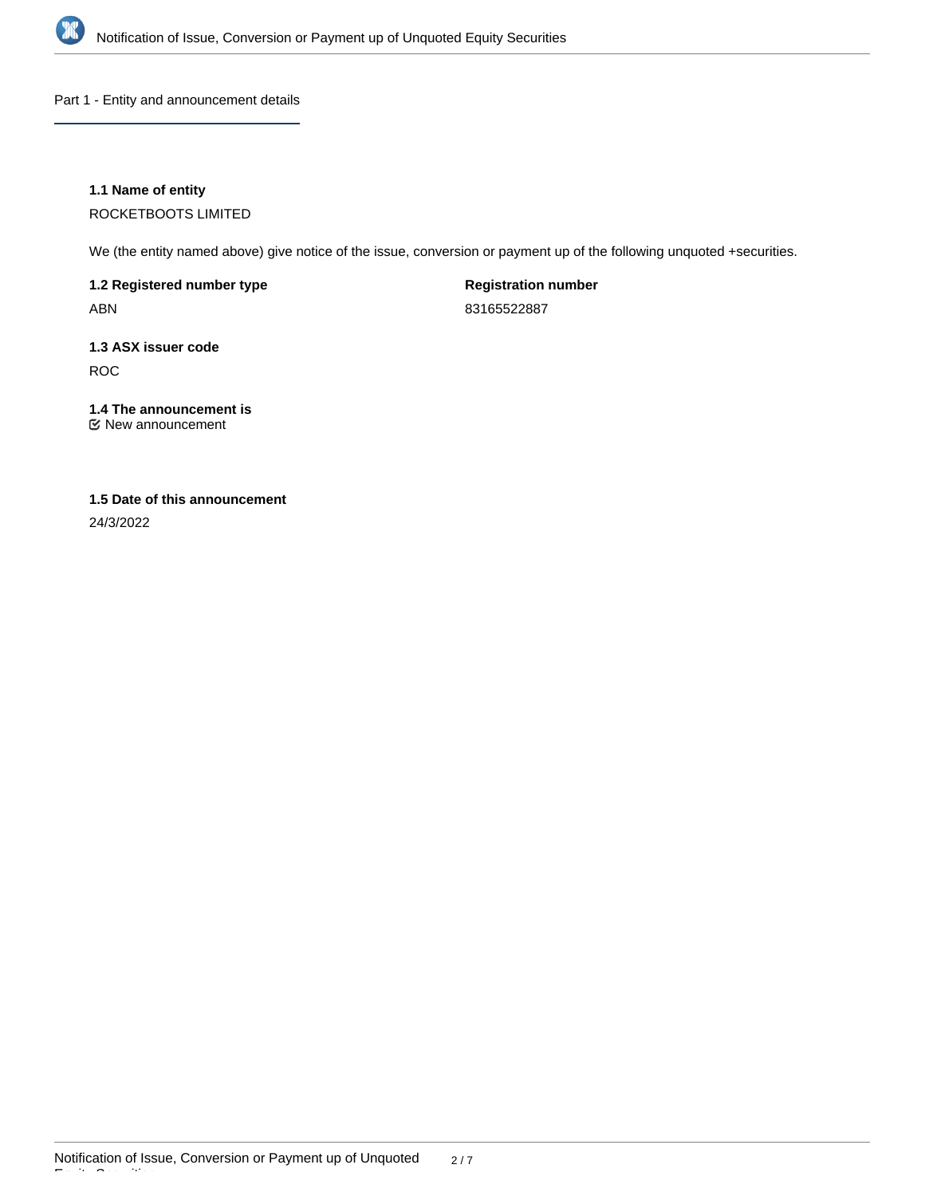## Part 1 - Entity and announcement details

**1.1 Name of entity**

ROCKETBOOTS LIMITED

We (the entity named above) give notice of the issue, conversion or payment up of the following unquoted +securities.

**1.2 Registered number type**

ABN

**Registration number**

83165522887

**1.3 ASX issuer code**

ROC

**1.4 The announcement is**

☑ New announcement

**1.5 Date of this announcement**

24/3/2022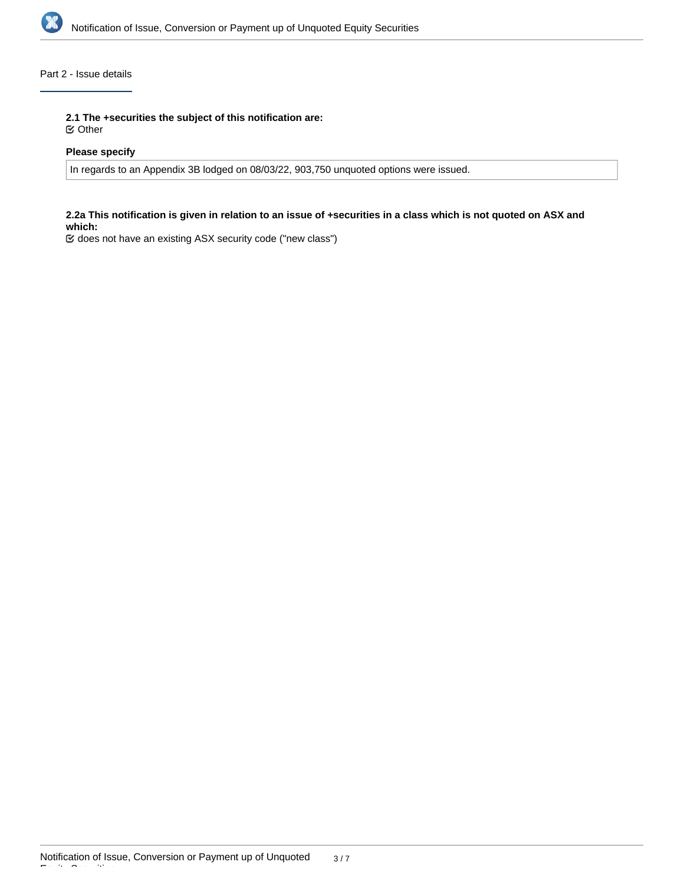## Part 2 - Issue details

**2.1 The +securities the subject of this notification are:**

☑ Other

**Please specify**

In regards to an Appendix 3B lodged on 08/03/22, 903,750 unquoted options were issued.

**2.2a This notification is given in relation to an issue of +securities in a class which is not quoted on ASX and which:**

☑ does not have an existing ASX security code ("new class")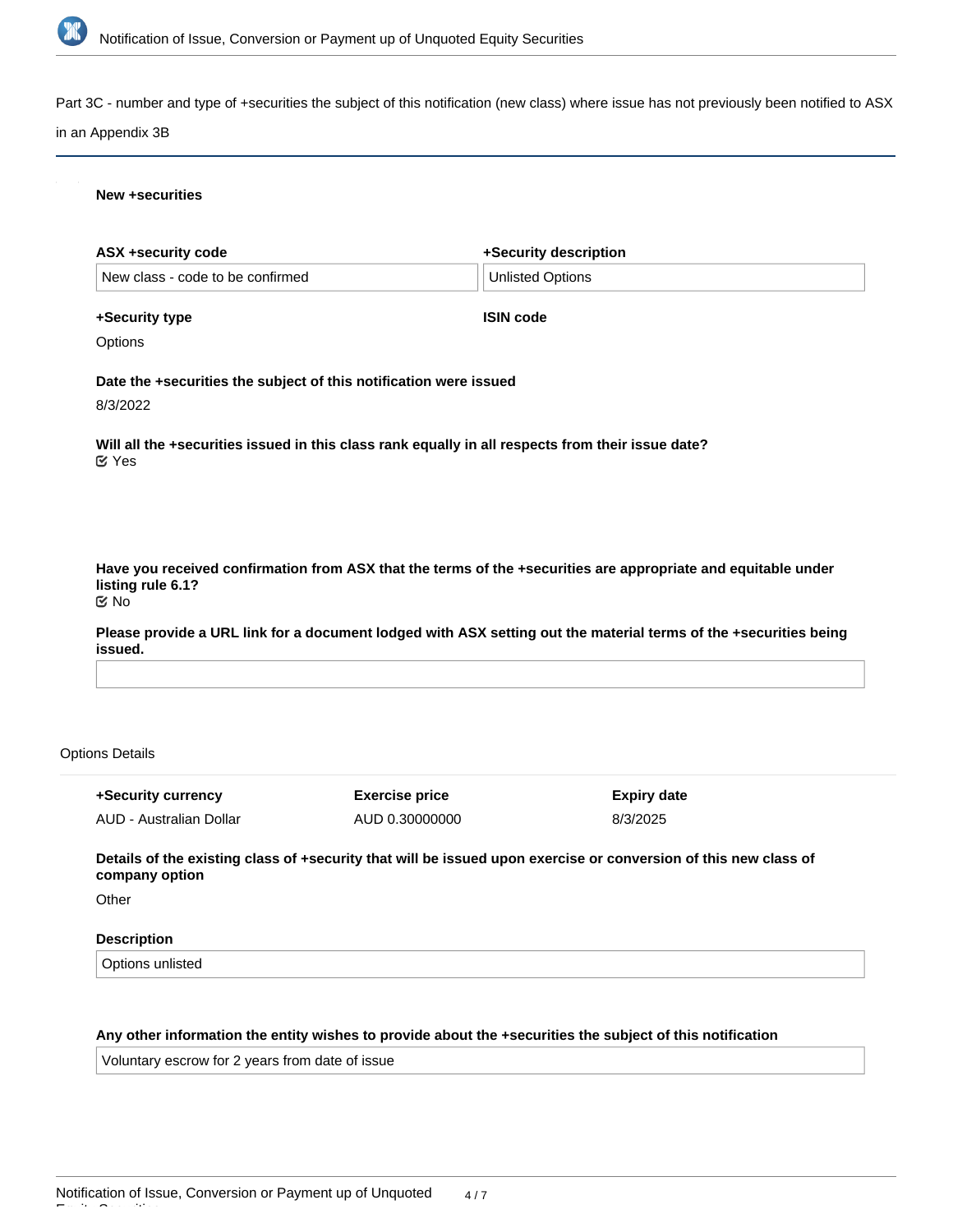## Part 3C - number and type of +securities the subject of this notification (new class) where issue has not previously been notified to ASX in an Appendix 3B

### New +securities

| ASX +security code | +Security description |
| --- | --- |
| New class - code to be confirmed | Unlisted Options |

**+Security type**

Options

**ISIN code**

**Date the +securities the subject of this notification were issued**

8/3/2022

**Will all the +securities issued in this class rank equally in all respects from their issue date?**

Yes

**Have you received confirmation from ASX that the terms of the +securities are appropriate and equitable under listing rule 6.1?**

No

**Please provide a URL link for a document lodged with ASX setting out the material terms of the +securities being issued.**

### Options Details

| +Security currency | Exercise price | Expiry date |
| --- | --- | --- |
| AUD - Australian Dollar | AUD 0.30000000 | 8/3/2025 |

**Details of the existing class of +security that will be issued upon exercise or conversion of this new class of company option**

Other

**Description**

Options unlisted

**Any other information the entity wishes to provide about the +securities the subject of this notification**

Voluntary escrow for 2 years from date of issue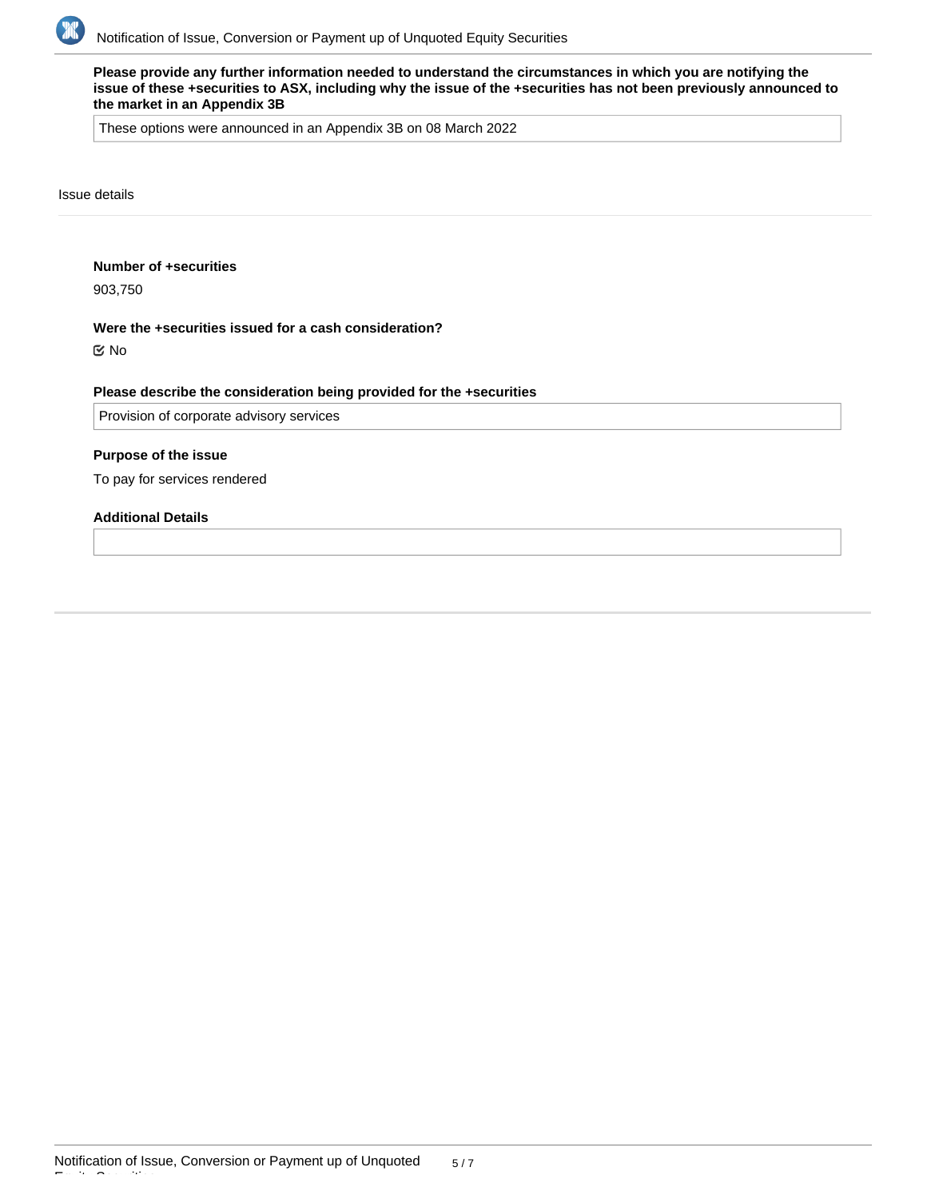**Please provide any further information needed to understand the circumstances in which you are notifying the issue of these +securities to ASX, including why the issue of the +securities has not been previously announced to the market in an Appendix 3B**

These options were announced in an Appendix 3B on 08 March 2022

Issue details

**Number of +securities**

903,750

**Were the +securities issued for a cash consideration?**

☑ No

**Please describe the consideration being provided for the +securities**

Provision of corporate advisory services

**Purpose of the issue**

To pay for services rendered

**Additional Details**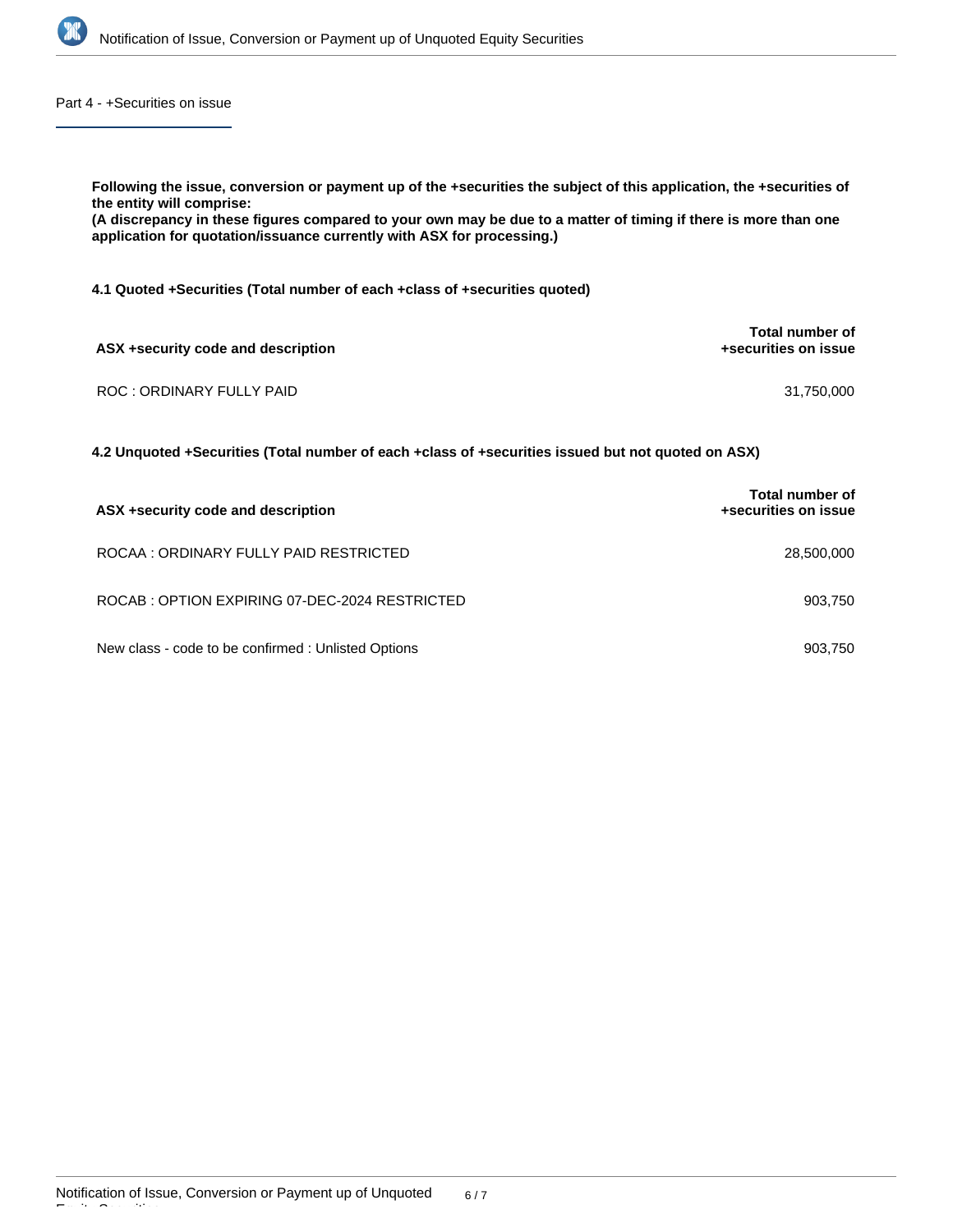## Part 4 - +Securities on issue

**Following the issue, conversion or payment up of the +securities the subject of this application, the +securities of the entity will comprise:**
**(A discrepancy in these figures compared to your own may be due to a matter of timing if there is more than one application for quotation/issuance currently with ASX for processing.)**

### 4.1 Quoted +Securities (Total number of each +class of +securities quoted)

| ASX +security code and description | Total number of +securities on issue |
|---|---|
| ROC : ORDINARY FULLY PAID | 31,750,000 |

### 4.2 Unquoted +Securities (Total number of each +class of +securities issued but not quoted on ASX)

| ASX +security code and description | Total number of +securities on issue |
|---|---|
| ROCAA : ORDINARY FULLY PAID RESTRICTED | 28,500,000 |
| ROCAB : OPTION EXPIRING 07-DEC-2024 RESTRICTED | 903,750 |
| New class - code to be confirmed : Unlisted Options | 903,750 |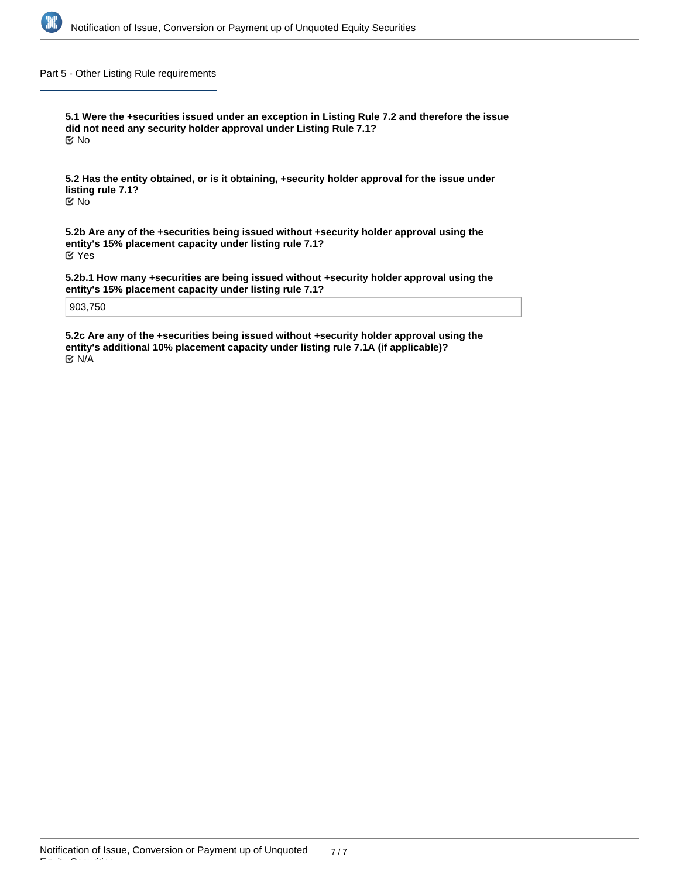## Part 5 - Other Listing Rule requirements

**5.1 Were the +securities issued under an exception in Listing Rule 7.2 and therefore the issue did not need any security holder approval under Listing Rule 7.1?**

No

**5.2 Has the entity obtained, or is it obtaining, +security holder approval for the issue under listing rule 7.1?**

No

**5.2b Are any of the +securities being issued without +security holder approval using the entity's 15% placement capacity under listing rule 7.1?**

Yes

**5.2b.1 How many +securities are being issued without +security holder approval using the entity's 15% placement capacity under listing rule 7.1?**

903,750

**5.2c Are any of the +securities being issued without +security holder approval using the entity's additional 10% placement capacity under listing rule 7.1A (if applicable)?**

N/A